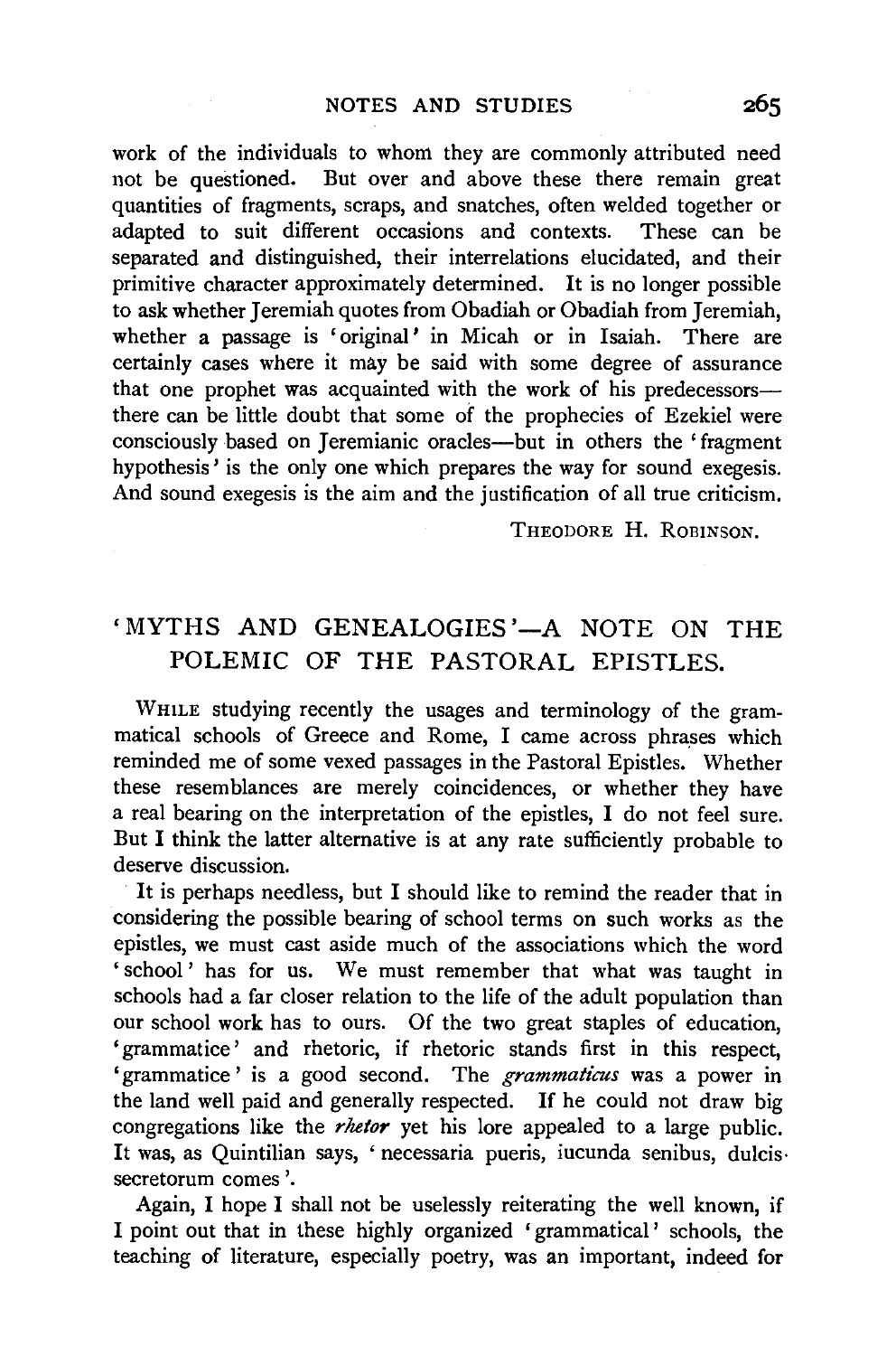work of the individuals to whom they are commonly attributed need not be questioned. But over and above these there remain great quantities of fragments, scraps, and snatches, often welded together or adapted to suit different occasions and contexts. These can be separated and distinguished, their interrelations elucidated, and their primitive character approximately determined. It is no longer possible to ask whether Jeremiah quotes from Obadiah or Obadiah from Jeremiah, whether a passage is 'original' in Micah or in Isaiah. There are certainly cases where it may be said with some degree of assurance that one prophet was acquainted with the work of his predecessors—there can be little doubt that some of the prophecies of Ezekiel were consciously based on Jeremianic oracles—but in others the 'fragment hypothesis' is the only one which prepares the way for sound exegesis. And sound exegesis is the aim and the justification of all true criticism.

THEODORE H. ROBINSON.

## 'MYTHS AND GENEALOGIES'—A NOTE ON THE POLEMIC OF THE PASTORAL EPISTLES.

WHILE studying recently the usages and terminology of the grammatical schools of Greece and Rome, I came across phrases which reminded me of some vexed passages in the Pastoral Epistles. Whether these resemblances are merely coincidences, or whether they have a real bearing on the interpretation of the epistles, I do not feel sure. But I think the latter alternative is at any rate sufficiently probable to deserve discussion.

It is perhaps needless, but I should like to remind the reader that in considering the possible bearing of school terms on such works as the epistles, we must cast aside much of the associations which the word 'school' has for us. We must remember that what was taught in schools had a far closer relation to the life of the adult population than our school work has to ours. Of the two great staples of education, 'grammatice' and rhetoric, if rhetoric stands first in this respect, 'grammatice' is a good second. The *grammaticus* was a power in the land well paid and generally respected. If he could not draw big congregations like the *rhetor* yet his lore appealed to a large public. It was, as Quintilian says, 'necessaria pueris, iucunda senibus, dulcis secretorum comes'.

Again, I hope I shall not be uselessly reiterating the well known, if I point out that in these highly organized 'grammatical' schools, the teaching of literature, especially poetry, was an important, indeed for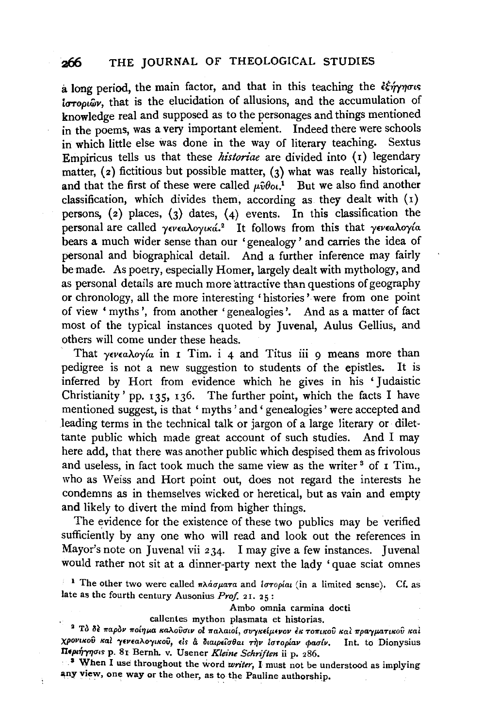a long period, the main factor, and that in this teaching the ἐξήγησις ἱστοριῶν, that is the elucidation of allusions, and the accumulation of knowledge real and supposed as to the personages and things mentioned in the poems, was a very important element. Indeed there were schools in which little else was done in the way of literary teaching. Sextus Empiricus tells us that these *historiae* are divided into (1) legendary matter, (2) fictitious but possible matter, (3) what was really historical, and that the first of these were called μῦθοι.[1] But we also find another classification, which divides them, according as they dealt with (1) persons, (2) places, (3) dates, (4) events. In this classification the personal are called γενεαλογικά.[2] It follows from this that γενεαλογία bears a much wider sense than our 'genealogy' and carries the idea of personal and biographical detail. And a further inference may fairly be made. As poetry, especially Homer, largely dealt with mythology, and as personal details are much more attractive than questions of geography or chronology, all the more interesting 'histories' were from one point of view 'myths', from another 'genealogies'. And as a matter of fact most of the typical instances quoted by Juvenal, Aulus Gellius, and others will come under these heads.

That γενεαλογία in 1 Tim. i 4 and Titus iii 9 means more than pedigree is not a new suggestion to students of the epistles. It is inferred by Hort from evidence which he gives in his 'Judaistic Christianity' pp. 135, 136. The further point, which the facts I have mentioned suggest, is that 'myths' and 'genealogies' were accepted and leading terms in the technical talk or jargon of a large literary or dilettante public which made great account of such studies. And I may here add, that there was another public which despised them as frivolous and useless, in fact took much the same view as the writer[3] of 1 Tim., who as Weiss and Hort point out, does not regard the interests he condemns as in themselves wicked or heretical, but as vain and empty and likely to divert the mind from higher things.

The evidence for the existence of these two publics may be verified sufficiently by any one who will read and look out the references in Mayor's note on Juvenal vii 234. I may give a few instances. Juvenal would rather not sit at a dinner-party next the lady 'quae sciat omnes

[1] The other two were called πλάσματα and ἱστορίαι (in a limited sense). Cf. as late as the fourth century Ausonius *Prof.* 21. 25:

> Ambo omnia carmina docti
> callentes mython plasmata et historias.

[2] Τὸ δὲ παρὸν ποίημα καλοῦσιν οἱ παλαιοί, συγκείμενον ἐκ τοπικοῦ καὶ πραγματικοῦ καὶ χρονικοῦ καὶ γενεαλογικοῦ, εἰς ἃ διαιρεῖσθαι τὴν ἱστορίαν φασίν. Int. to Dionysius Περιήγησις p. 81 Bernh. v. Usener *Kleine Schriften* ii p. 286.

[3] When I use throughout the word *writer*, I must not be understood as implying any view, one way or the other, as to the Pauline authorship.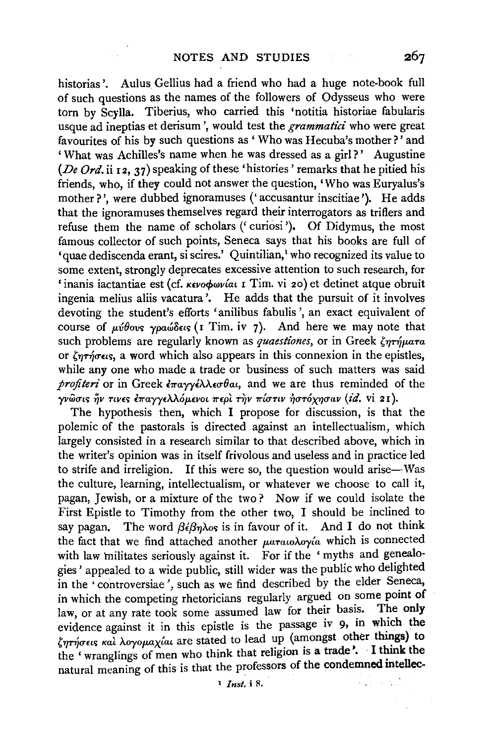historias'. Aulus Gellius had a friend who had a huge note-book full of such questions as the names of the followers of Odysseus who were torn by Scylla. Tiberius, who carried this 'notitia historiae fabularis usque ad ineptias et derisum', would test the *grammatici* who were great favourites of his by such questions as 'Who was Hecuba's mother?' and 'What was Achilles's name when he was dressed as a girl?' Augustine (*De Ord.* ii 12, 37) speaking of these 'histories' remarks that he pitied his friends, who, if they could not answer the question, 'Who was Euryalus's mother?', were dubbed ignoramuses ('accusantur inscitiae'). He adds that the ignoramuses themselves regard their interrogators as triflers and refuse them the name of scholars ('curiosi'). Of Didymus, the most famous collector of such points, Seneca says that his books are full of 'quae dediscenda erant, si scires.' Quintilian,[1] who recognized its value to some extent, strongly deprecates excessive attention to such research, for 'inanis iactantiae est (cf. κενοφωνίαι 1 Tim. vi 20) et detinet atque obruit ingenia melius aliis vacatura'. He adds that the pursuit of it involves devoting the student's efforts 'anilibus fabulis', an exact equivalent of course of μύθους γραώδεις (1 Tim. iv 7). And here we may note that such problems are regularly known as *quaestiones*, or in Greek ζητήματα or ζητήσεις, a word which also appears in this connexion in the epistles, while any one who made a trade or business of such matters was said *profiteri* or in Greek ἐπαγγέλλεσθαι, and we are thus reminded of the γνῶσις ἥν τινες ἐπαγγελλόμενοι περὶ τὴν πίστιν ἠστόχησαν (*id.* vi 21).

The hypothesis then, which I propose for discussion, is that the polemic of the pastorals is directed against an intellectualism, which largely consisted in a research similar to that described above, which in the writer's opinion was in itself frivolous and useless and in practice led to strife and irreligion. If this were so, the question would arise—Was the culture, learning, intellectualism, or whatever we choose to call it, pagan, Jewish, or a mixture of the two? Now if we could isolate the First Epistle to Timothy from the other two, I should be inclined to say pagan. The word βέβηλος is in favour of it. And I do not think the fact that we find attached another ματαιολογία which is connected with law militates seriously against it. For if the 'myths and genealogies' appealed to a wide public, still wider was the public who delighted in the 'controversiae', such as we find described by the elder Seneca, in which the competing rhetoricians regularly argued on some point of law, or at any rate took some assumed law for their basis. The only evidence against it in this epistle is the passage iv 9, in which the ζητήσεις καὶ λογομαχίαι are stated to lead up (amongst other things) to the 'wranglings of men who think that religion is a trade'. I think the natural meaning of this is that the professors of the condemned intellec-

[1] *Inst.* i 8.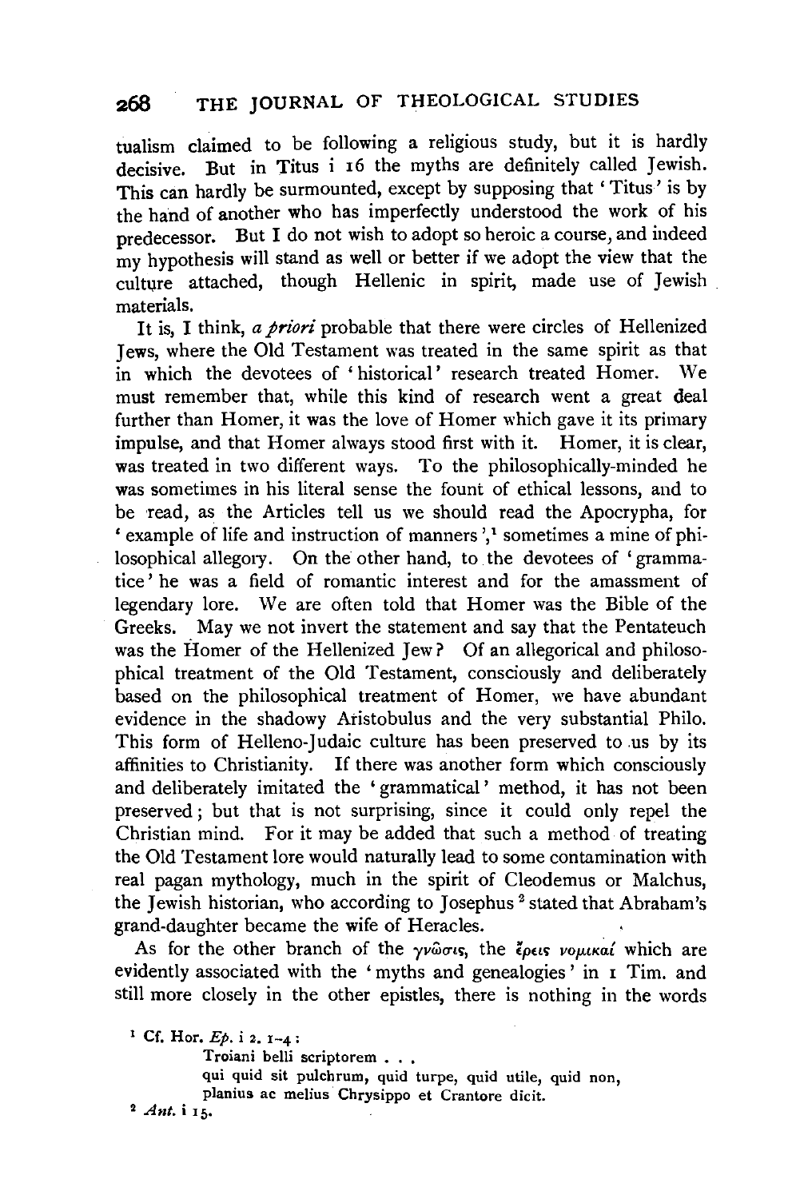tualism claimed to be following a religious study, but it is hardly decisive. But in Titus i 16 the myths are definitely called Jewish. This can hardly be surmounted, except by supposing that 'Titus' is by the hand of another who has imperfectly understood the work of his predecessor. But I do not wish to adopt so heroic a course, and indeed my hypothesis will stand as well or better if we adopt the view that the culture attached, though Hellenic in spirit, made use of Jewish materials.

It is, I think, *a priori* probable that there were circles of Hellenized Jews, where the Old Testament was treated in the same spirit as that in which the devotees of 'historical' research treated Homer. We must remember that, while this kind of research went a great deal further than Homer, it was the love of Homer which gave it its primary impulse, and that Homer always stood first with it. Homer, it is clear, was treated in two different ways. To the philosophically-minded he was sometimes in his literal sense the fount of ethical lessons, and to be read, as the Articles tell us we should read the Apocrypha, for 'example of life and instruction of manners',[1] sometimes a mine of philosophical allegory. On the other hand, to the devotees of 'grammatice' he was a field of romantic interest and for the amassment of legendary lore. We are often told that Homer was the Bible of the Greeks. May we not invert the statement and say that the Pentateuch was the Homer of the Hellenized Jew? Of an allegorical and philosophical treatment of the Old Testament, consciously and deliberately based on the philosophical treatment of Homer, we have abundant evidence in the shadowy Aristobulus and the very substantial Philo. This form of Helleno-Judaic culture has been preserved to us by its affinities to Christianity. If there was another form which consciously and deliberately imitated the 'grammatical' method, it has not been preserved; but that is not surprising, since it could only repel the Christian mind. For it may be added that such a method of treating the Old Testament lore would naturally lead to some contamination with real pagan mythology, much in the spirit of Cleodemus or Malchus, the Jewish historian, who according to Josephus[2] stated that Abraham's grand-daughter became the wife of Heracles.

As for the other branch of the γνῶσις, the ἔρεις νομικαί which are evidently associated with the 'myths and genealogies' in 1 Tim. and still more closely in the other epistles, there is nothing in the words

[1] Cf. Hor. *Ep.* i 2. 1–4:

Troiani belli scriptorem . . .
qui quid sit pulchrum, quid turpe, quid utile, quid non,
planius ac melius Chrysippo et Crantore dicit.

[2] *Ant.* i 15.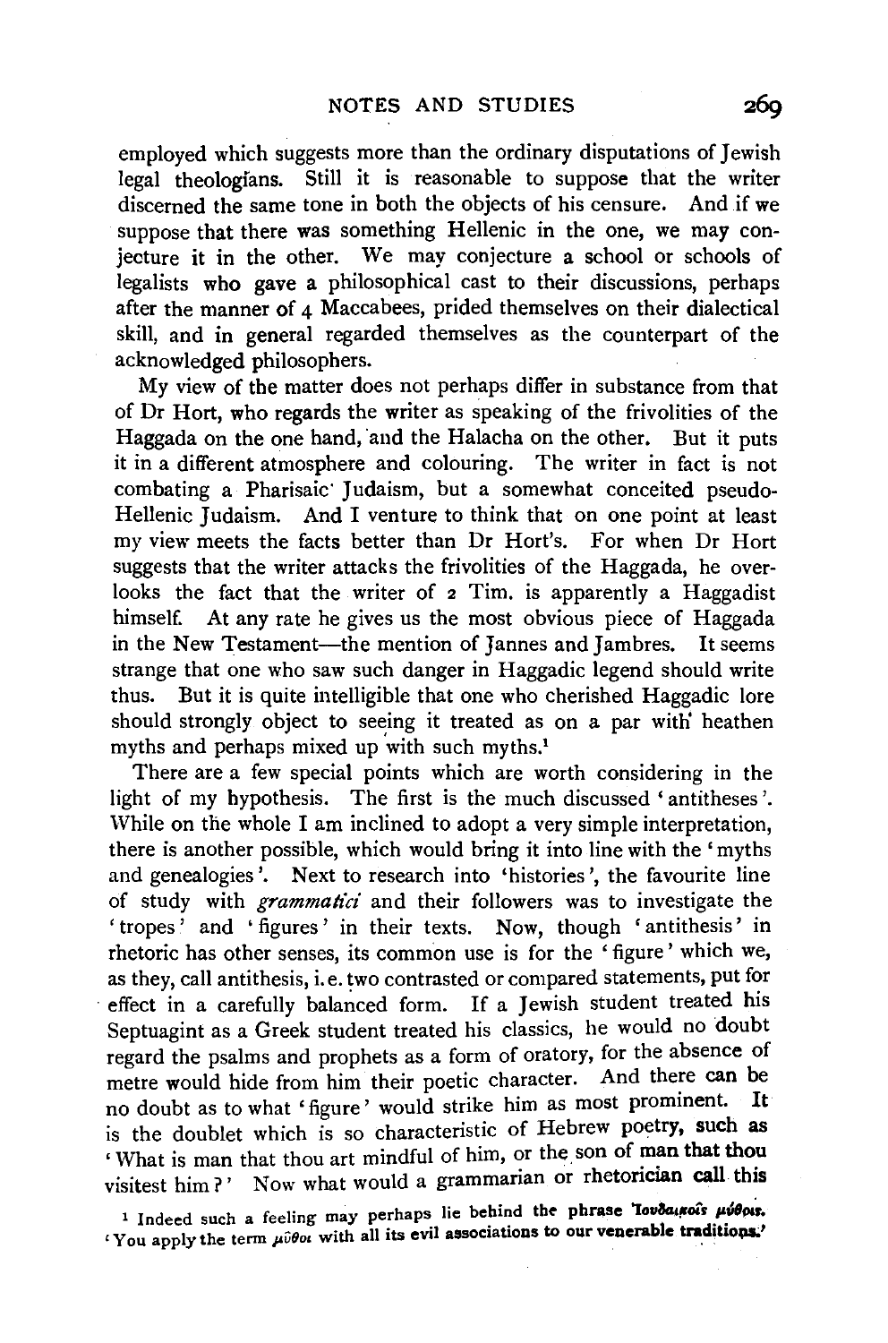employed which suggests more than the ordinary disputations of Jewish legal theologians. Still it is reasonable to suppose that the writer discerned the same tone in both the objects of his censure. And if we suppose that there was something Hellenic in the one, we may conjecture it in the other. We may conjecture a school or schools of legalists who gave a philosophical cast to their discussions, perhaps after the manner of 4 Maccabees, prided themselves on their dialectical skill, and in general regarded themselves as the counterpart of the acknowledged philosophers.

My view of the matter does not perhaps differ in substance from that of Dr Hort, who regards the writer as speaking of the frivolities of the Haggada on the one hand, and the Halacha on the other. But it puts it in a different atmosphere and colouring. The writer in fact is not combating a Pharisaic Judaism, but a somewhat conceited pseudo-Hellenic Judaism. And I venture to think that on one point at least my view meets the facts better than Dr Hort's. For when Dr Hort suggests that the writer attacks the frivolities of the Haggada, he overlooks the fact that the writer of 2 Tim. is apparently a Haggadist himself. At any rate he gives us the most obvious piece of Haggada in the New Testament—the mention of Jannes and Jambres. It seems strange that one who saw such danger in Haggadic legend should write thus. But it is quite intelligible that one who cherished Haggadic lore should strongly object to seeing it treated as on a par with heathen myths and perhaps mixed up with such myths.[1]

There are a few special points which are worth considering in the light of my hypothesis. The first is the much discussed 'antitheses'. While on the whole I am inclined to adopt a very simple interpretation, there is another possible, which would bring it into line with the 'myths and genealogies'. Next to research into 'histories', the favourite line of study with *grammatici* and their followers was to investigate the 'tropes' and 'figures' in their texts. Now, though 'antithesis' in rhetoric has other senses, its common use is for the 'figure' which we, as they, call antithesis, i.e. two contrasted or compared statements, put for effect in a carefully balanced form. If a Jewish student treated his Septuagint as a Greek student treated his classics, he would no doubt regard the psalms and prophets as a form of oratory, for the absence of metre would hide from him their poetic character. And there can be no doubt as to what 'figure' would strike him as most prominent. It is the doublet which is so characteristic of Hebrew poetry, such as 'What is man that thou art mindful of him, or the son of man that thou visitest him?' Now what would a grammarian or rhetorician call this

[1] Indeed such a feeling may perhaps lie behind the phrase Ἰουδαϊκοῖς μύθοις. 'You apply the term μῦθοι with all its evil associations to our venerable traditions.'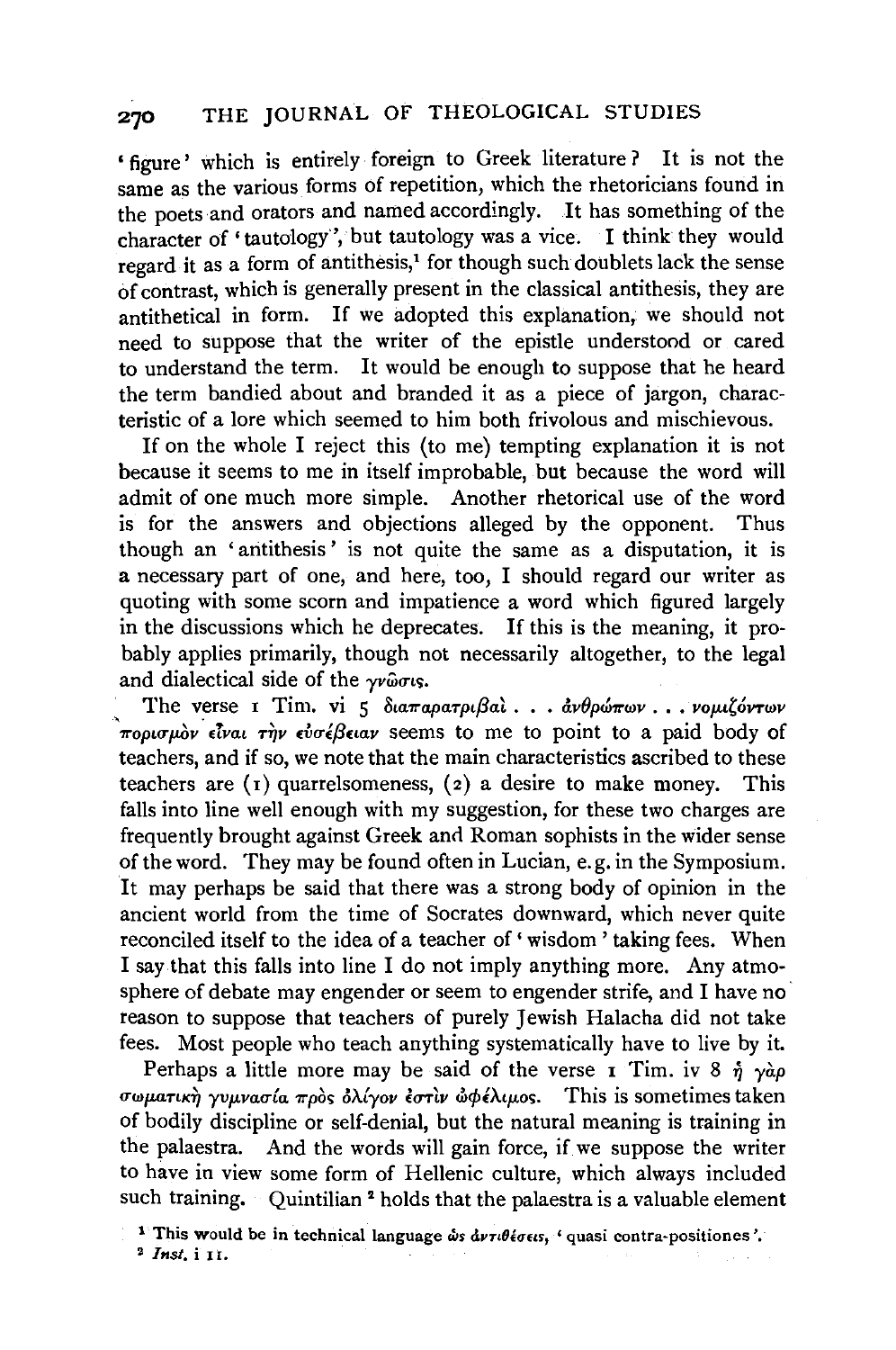'figure' which is entirely foreign to Greek literature? It is not the same as the various forms of repetition, which the rhetoricians found in the poets and orators and named accordingly. It has something of the character of 'tautology', but tautology was a vice. I think they would regard it as a form of antithesis,[1] for though such doublets lack the sense of contrast, which is generally present in the classical antithesis, they are antithetical in form. If we adopted this explanation, we should not need to suppose that the writer of the epistle understood or cared to understand the term. It would be enough to suppose that he heard the term bandied about and branded it as a piece of jargon, characteristic of a lore which seemed to him both frivolous and mischievous.

If on the whole I reject this (to me) tempting explanation it is not because it seems to me in itself improbable, but because the word will admit of one much more simple. Another rhetorical use of the word is for the answers and objections alleged by the opponent. Thus though an 'antithesis' is not quite the same as a disputation, it is a necessary part of one, and here, too, I should regard our writer as quoting with some scorn and impatience a word which figured largely in the discussions which he deprecates. If this is the meaning, it probably applies primarily, though not necessarily altogether, to the legal and dialectical side of the γνῶσις.

The verse 1 Tim. vi 5 διαπαρατριβαὶ . . . ἀνθρώπων . . . νομιζόντων πορισμὸν εἶναι τὴν εὐσέβειαν seems to me to point to a paid body of teachers, and if so, we note that the main characteristics ascribed to these teachers are (1) quarrelsomeness, (2) a desire to make money. This falls into line well enough with my suggestion, for these two charges are frequently brought against Greek and Roman sophists in the wider sense of the word. They may be found often in Lucian, e.g. in the Symposium. It may perhaps be said that there was a strong body of opinion in the ancient world from the time of Socrates downward, which never quite reconciled itself to the idea of a teacher of 'wisdom' taking fees. When I say that this falls into line I do not imply anything more. Any atmosphere of debate may engender or seem to engender strife, and I have no reason to suppose that teachers of purely Jewish Halacha did not take fees. Most people who teach anything systematically have to live by it.

Perhaps a little more may be said of the verse 1 Tim. iv 8 ἡ γὰρ σωματικὴ γυμνασία πρὸς ὀλίγον ἐστὶν ὠφέλιμος. This is sometimes taken of bodily discipline or self-denial, but the natural meaning is training in the palaestra. And the words will gain force, if we suppose the writer to have in view some form of Hellenic culture, which always included such training. Quintilian[2] holds that the palaestra is a valuable element

[1] This would be in technical language ὡς ἀντιθέσεις, 'quasi contra-positiones'.

[2] *Inst.* i 11.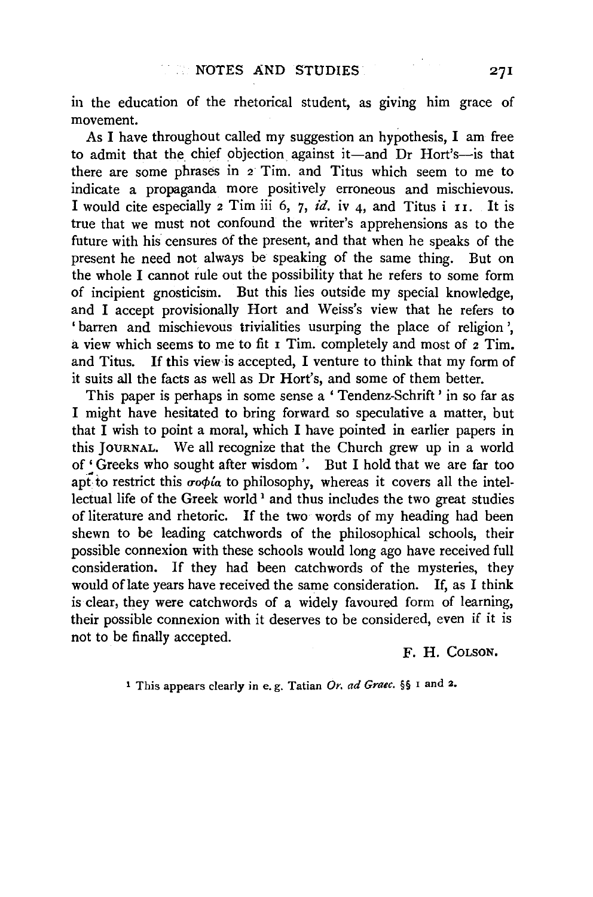in the education of the rhetorical student, as giving him grace of movement.

As I have throughout called my suggestion an hypothesis, I am free to admit that the chief objection against it—and Dr Hort's—is that there are some phrases in 2 Tim. and Titus which seem to me to indicate a propaganda more positively erroneous and mischievous. I would cite especially 2 Tim iii 6, 7, *id.* iv 4, and Titus i 11. It is true that we must not confound the writer's apprehensions as to the future with his censures of the present, and that when he speaks of the present he need not always be speaking of the same thing. But on the whole I cannot rule out the possibility that he refers to some form of incipient gnosticism. But this lies outside my special knowledge, and I accept provisionally Hort and Weiss's view that he refers to 'barren and mischievous trivialities usurping the place of religion', a view which seems to me to fit 1 Tim. completely and most of 2 Tim. and Titus. If this view is accepted, I venture to think that my form of it suits all the facts as well as Dr Hort's, and some of them better.

This paper is perhaps in some sense a 'Tendenz-Schrift' in so far as I might have hesitated to bring forward so speculative a matter, but that I wish to point a moral, which I have pointed in earlier papers in this JOURNAL. We all recognize that the Church grew up in a world of 'Greeks who sought after wisdom'. But I hold that we are far too apt to restrict this σοφία to philosophy, whereas it covers all the intellectual life of the Greek world[1] and thus includes the two great studies of literature and rhetoric. If the two words of my heading had been shewn to be leading catchwords of the philosophical schools, their possible connexion with these schools would long ago have received full consideration. If they had been catchwords of the mysteries, they would of late years have received the same consideration. If, as I think is clear, they were catchwords of a widely favoured form of learning, their possible connexion with it deserves to be considered, even if it is not to be finally accepted.

F. H. COLSON.

[1] This appears clearly in e. g. Tatian *Or. ad Graec.* §§ 1 and 2.